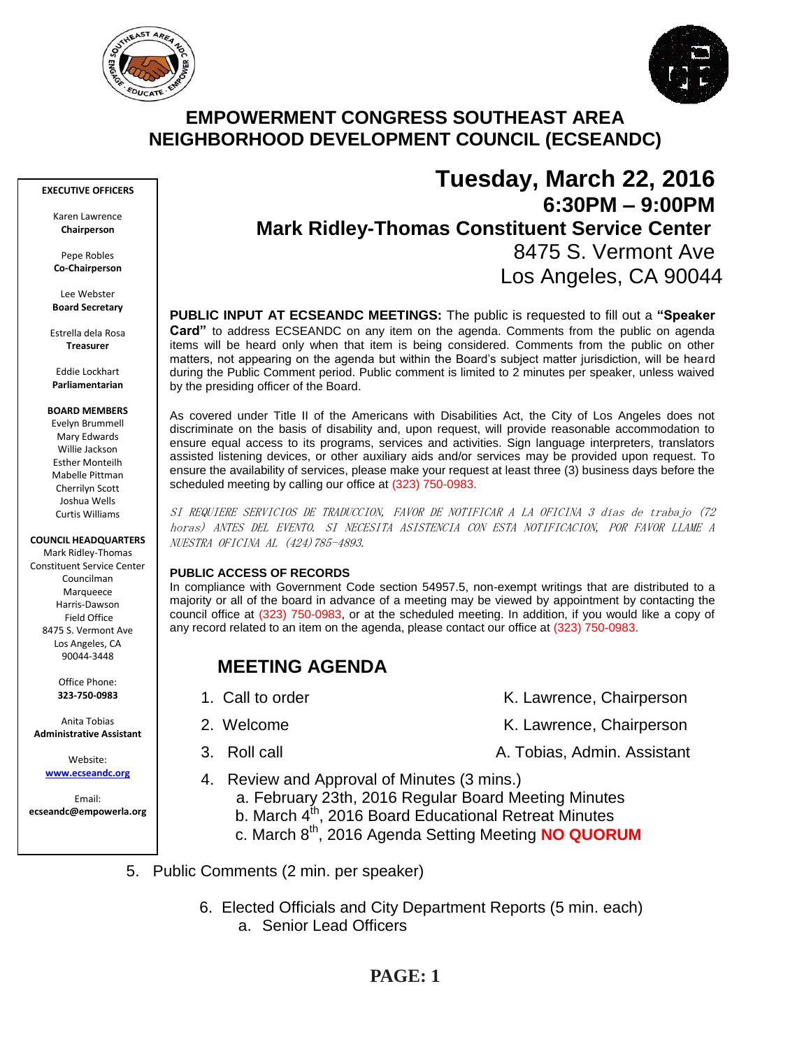# EMPOWERMENT CONGRESS SOUTHEAST AREA NEIGHBORHOOD DEVELOPMENT COUNCIL (ECSEANDC)

**EXECUTIVE OFFICERS**

Karen Lawrence
**Chairperson**

Pepe Robles
**Co-Chairperson**

Lee Webster
**Board Secretary**

Estrella dela Rosa
**Treasurer**

Eddie Lockhart
**Parliamentarian**

**BOARD MEMBERS**
Evelyn Brummell
Mary Edwards
Willie Jackson
Esther Monteilh
Mabelle Pittman
Cherrilyn Scott
Joshua Wells
Curtis Williams

**COUNCIL HEADQUARTERS**
Mark Ridley-Thomas Constituent Service Center
Councilman Marqueece Harris-Dawson Field Office
8475 S. Vermont Ave
Los Angeles, CA 90044-3448

Office Phone:
**323-750-0983**

Anita Tobias
**Administrative Assistant**

Website:
**www.ecseandc.org**

Email:
**ecseandc@empowerla.org**

## Tuesday, March 22, 2016
## 6:30PM – 9:00PM
## Mark Ridley-Thomas Constituent Service Center
8475 S. Vermont Ave
Los Angeles, CA 90044

**PUBLIC INPUT AT ECSEANDC MEETINGS:** The public is requested to fill out a **"Speaker Card"** to address ECSEANDC on any item on the agenda. Comments from the public on agenda items will be heard only when that item is being considered. Comments from the public on other matters, not appearing on the agenda but within the Board's subject matter jurisdiction, will be heard during the Public Comment period. Public comment is limited to 2 minutes per speaker, unless waived by the presiding officer of the Board.

As covered under Title II of the Americans with Disabilities Act, the City of Los Angeles does not discriminate on the basis of disability and, upon request, will provide reasonable accommodation to ensure equal access to its programs, services and activities. Sign language interpreters, translators assisted listening devices, or other auxiliary aids and/or services may be provided upon request. To ensure the availability of services, please make your request at least three (3) business days before the scheduled meeting by calling our office at (323) 750-0983.

*SI REQUIERE SERVICIOS DE TRADUCCION, FAVOR DE NOTIFICAR A LA OFICINA 3 días de trabajo (72 horas) ANTES DEL EVENTO. SI NECESITA ASISTENCIA CON ESTA NOTIFICACION, POR FAVOR LLAME A NUESTRA OFICINA AL (424)785-4893.*

**PUBLIC ACCESS OF RECORDS**
In compliance with Government Code section 54957.5, non-exempt writings that are distributed to a majority or all of the board in advance of a meeting may be viewed by appointment by contacting the council office at (323) 750-0983, or at the scheduled meeting. In addition, if you would like a copy of any record related to an item on the agenda, please contact our office at (323) 750-0983.

## MEETING AGENDA

1. Call to order — K. Lawrence, Chairperson
2. Welcome — K. Lawrence, Chairperson
3. Roll call — A. Tobias, Admin. Assistant
4. Review and Approval of Minutes (3 mins.)
   a. February 23th, 2016 Regular Board Meeting Minutes
   b. March 4th, 2016 Board Educational Retreat Minutes
   c. March 8th, 2016 Agenda Setting Meeting **NO QUORUM**
5. Public Comments (2 min. per speaker)
6. Elected Officials and City Department Reports (5 min. each)
   a. Senior Lead Officers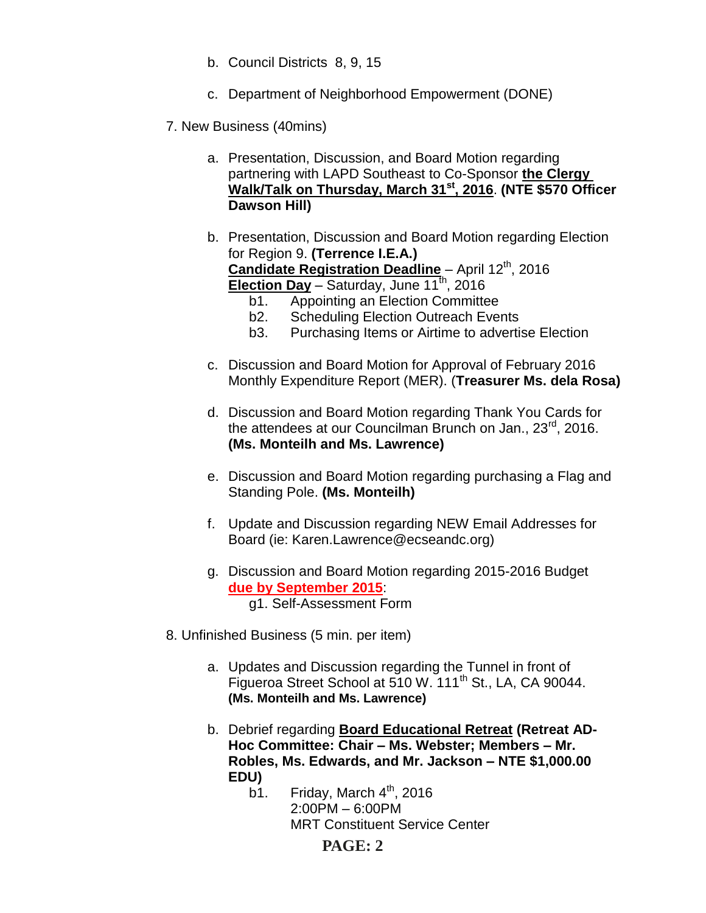b. Council Districts 8, 9, 15

c. Department of Neighborhood Empowerment (DONE)

7. New Business (40mins)

   a. Presentation, Discussion, and Board Motion regarding partnering with LAPD Southeast to Co-Sponsor **the Clergy Walk/Talk on Thursday, March 31st, 2016**. **(NTE $570 Officer Dawson Hill)**

   b. Presentation, Discussion and Board Motion regarding Election for Region 9. **(Terrence I.E.A.)**
   **Candidate Registration Deadline** – April 12th, 2016
   **Election Day** – Saturday, June 11th, 2016
      b1. Appointing an Election Committee
      b2. Scheduling Election Outreach Events
      b3. Purchasing Items or Airtime to advertise Election

   c. Discussion and Board Motion for Approval of February 2016 Monthly Expenditure Report (MER). (**Treasurer Ms. dela Rosa)**

   d. Discussion and Board Motion regarding Thank You Cards for the attendees at our Councilman Brunch on Jan., 23rd, 2016. **(Ms. Monteilh and Ms. Lawrence)**

   e. Discussion and Board Motion regarding purchasing a Flag and Standing Pole. **(Ms. Monteilh)**

   f. Update and Discussion regarding NEW Email Addresses for Board (ie: Karen.Lawrence@ecseandc.org)

   g. Discussion and Board Motion regarding 2015-2016 Budget **due by September 2015**:
      g1. Self-Assessment Form

8. Unfinished Business (5 min. per item)

   a. Updates and Discussion regarding the Tunnel in front of Figueroa Street School at 510 W. 111th St., LA, CA 90044. **(Ms. Monteilh and Ms. Lawrence)**

   b. Debrief regarding **Board Educational Retreat** **(Retreat AD-Hoc Committee: Chair – Ms. Webster; Members – Mr. Robles, Ms. Edwards, and Mr. Jackson – NTE $1,000.00 EDU)**
      b1. Friday, March 4th, 2016
      2:00PM – 6:00PM
      MRT Constituent Service Center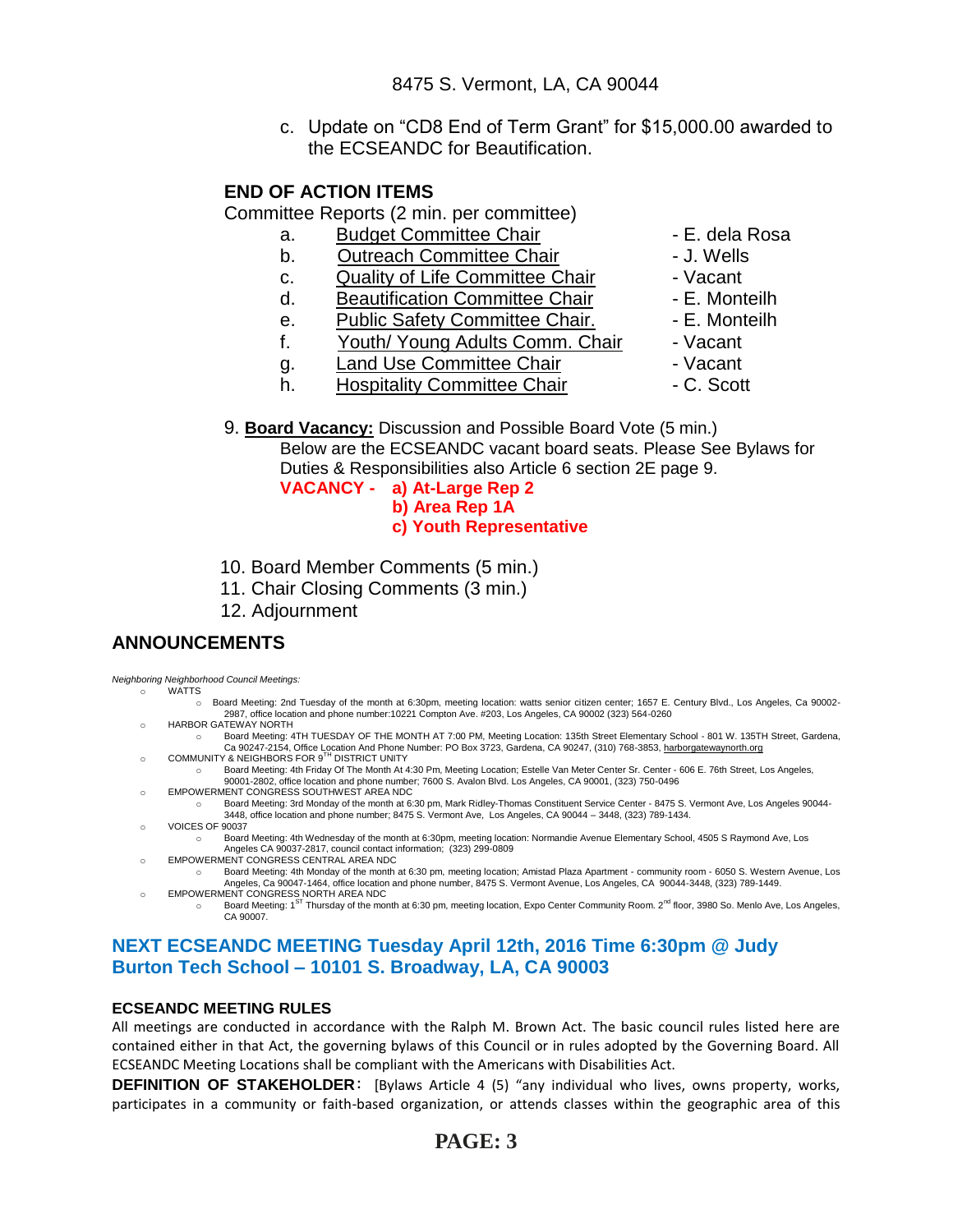8475 S. Vermont, LA, CA 90044

c. Update on "CD8 End of Term Grant" for $15,000.00 awarded to the ECSEANDC for Beautification.

**END OF ACTION ITEMS**

Committee Reports (2 min. per committee)

a. Budget Committee Chair - E. dela Rosa
b. Outreach Committee Chair - J. Wells
c. Quality of Life Committee Chair - Vacant
d. Beautification Committee Chair - E. Monteilh
e. Public Safety Committee Chair. - E. Monteilh
f. Youth/ Young Adults Comm. Chair - Vacant
g. Land Use Committee Chair - Vacant
h. Hospitality Committee Chair - C. Scott

9. **Board Vacancy:** Discussion and Possible Board Vote (5 min.)
   Below are the ECSEANDC vacant board seats. Please See Bylaws for Duties & Responsibilities also Article 6 section 2E page 9.
   **VACANCY - a) At-Large Rep 2**
   **b) Area Rep 1A**
   **c) Youth Representative**

10. Board Member Comments (5 min.)
11. Chair Closing Comments (3 min.)
12. Adjournment

## ANNOUNCEMENTS

*Neighboring Neighborhood Council Meetings:*

- WATTS
  - Board Meeting: 2nd Tuesday of the month at 6:30pm, meeting location: watts senior citizen center; 1657 E. Century Blvd., Los Angeles, Ca 90002-2987, office location and phone number:10221 Compton Ave. #203, Los Angeles, CA 90002 (323) 564-0260
- HARBOR GATEWAY NORTH
  - Board Meeting: 4TH TUESDAY OF THE MONTH AT 7:00 PM, Meeting Location: 135th Street Elementary School - 801 W. 135TH Street, Gardena, Ca 90247-2154, Office Location And Phone Number: PO Box 3723, Gardena, CA 90247, (310) 768-3853, harborgatewaynorth.org
- COMMUNITY & NEIGHBORS FOR 9TH DISTRICT UNITY
  - Board Meeting: 4th Friday Of The Month At 4:30 Pm, Meeting Location; Estelle Van Meter Center Sr. Center - 606 E. 76th Street, Los Angeles, 90001-2802, office location and phone number; 7600 S. Avalon Blvd. Los Angeles, CA 90001, (323) 750-0496
- EMPOWERMENT CONGRESS SOUTHWEST AREA NDC
  - Board Meeting: 3rd Monday of the month at 6:30 pm, Mark Ridley-Thomas Constituent Service Center - 8475 S. Vermont Ave, Los Angeles 90044-3448, office location and phone number; 8475 S. Vermont Ave, Los Angeles, CA 90044 – 3448, (323) 789-1434.
- VOICES OF 90037
  - Board Meeting: 4th Wednesday of the month at 6:30pm, meeting location: Normandie Avenue Elementary School, 4505 S Raymond Ave, Los Angeles CA 90037-2817, council contact information; (323) 299-0809
- EMPOWERMENT CONGRESS CENTRAL AREA NDC
  - Board Meeting: 4th Monday of the month at 6:30 pm, meeting location; Amistad Plaza Apartment - community room - 6050 S. Western Avenue, Los Angeles, Ca 90047-1464, office location and phone number, 8475 S. Vermont Avenue, Los Angeles, CA 90044-3448, (323) 789-1449.
- EMPOWERMENT CONGRESS NORTH AREA NDC
  - Board Meeting: 1ST Thursday of the month at 6:30 pm, meeting location, Expo Center Community Room. 2nd floor, 3980 So. Menlo Ave, Los Angeles, CA 90007.

## NEXT ECSEANDC MEETING Tuesday April 12th, 2016 Time 6:30pm @ Judy Burton Tech School – 10101 S. Broadway, LA, CA 90003

### ECSEANDC MEETING RULES

All meetings are conducted in accordance with the Ralph M. Brown Act. The basic council rules listed here are contained either in that Act, the governing bylaws of this Council or in rules adopted by the Governing Board. All ECSEANDC Meeting Locations shall be compliant with the Americans with Disabilities Act.

**DEFINITION OF STAKEHOLDER**: [Bylaws Article 4 (5) "any individual who lives, owns property, works, participates in a community or faith-based organization, or attends classes within the geographic area of this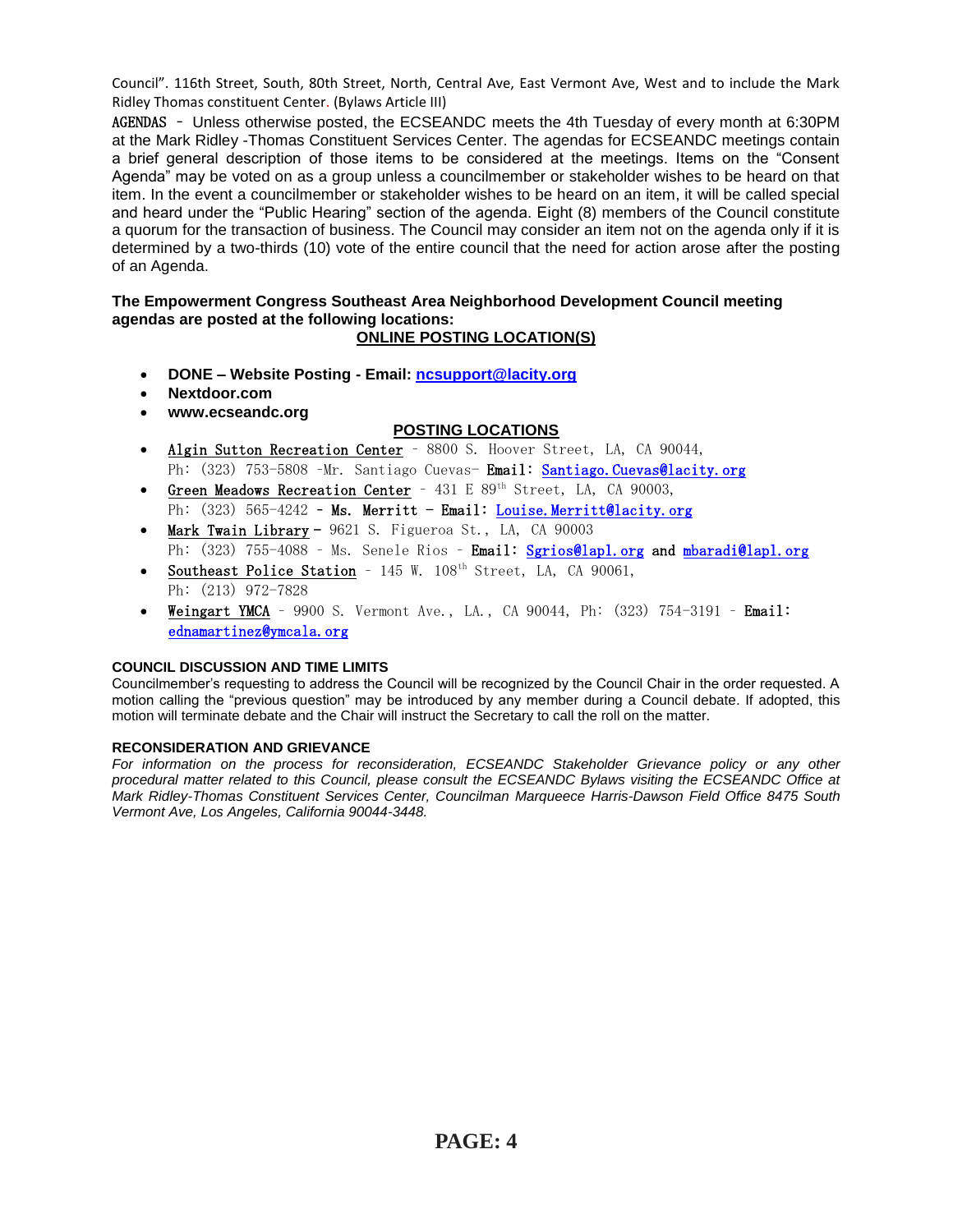Council". 116th Street, South, 80th Street, North, Central Ave, East Vermont Ave, West and to include the Mark Ridley Thomas constituent Center. (Bylaws Article III)

AGENDAS – Unless otherwise posted, the ECSEANDC meets the 4th Tuesday of every month at 6:30PM at the Mark Ridley -Thomas Constituent Services Center. The agendas for ECSEANDC meetings contain a brief general description of those items to be considered at the meetings. Items on the "Consent Agenda" may be voted on as a group unless a councilmember or stakeholder wishes to be heard on that item. In the event a councilmember or stakeholder wishes to be heard on an item, it will be called special and heard under the "Public Hearing" section of the agenda. Eight (8) members of the Council constitute a quorum for the transaction of business. The Council may consider an item not on the agenda only if it is determined by a two-thirds (10) vote of the entire council that the need for action arose after the posting of an Agenda.

**The Empowerment Congress Southeast Area Neighborhood Development Council meeting agendas are posted at the following locations:**

**ONLINE POSTING LOCATION(S)**

- **DONE – Website Posting - Email: ncsupport@lacity.org**
- **Nextdoor.com**
- **www.ecseandc.org**

**POSTING LOCATIONS**

- Algin Sutton Recreation Center – 8800 S. Hoover Street, LA, CA 90044, Ph: (323) 753-5808 -Mr. Santiago Cuevas- **Email:** Santiago.Cuevas@lacity.org
- Green Meadows Recreation Center – 431 E 89th Street, LA, CA 90003, Ph: (323) 565-4242 - **Ms. Merritt - Email:** Louise.Merritt@lacity.org
- Mark Twain Library – 9621 S. Figueroa St., LA, CA 90003 Ph: (323) 755-4088 – Ms. Senele Rios – **Email:** Sgrios@lapl.org **and** mbaradi@lapl.org
- Southeast Police Station – 145 W. 108th Street, LA, CA 90061, Ph: (213) 972-7828
- Weingart YMCA – 9900 S. Vermont Ave., LA., CA 90044, Ph: (323) 754-3191 – **Email:** ednamartinez@ymcala.org

**COUNCIL DISCUSSION AND TIME LIMITS**

Councilmember's requesting to address the Council will be recognized by the Council Chair in the order requested. A motion calling the "previous question" may be introduced by any member during a Council debate. If adopted, this motion will terminate debate and the Chair will instruct the Secretary to call the roll on the matter.

**RECONSIDERATION AND GRIEVANCE**

*For information on the process for reconsideration, ECSEANDC Stakeholder Grievance policy or any other procedural matter related to this Council, please consult the ECSEANDC Bylaws visiting the ECSEANDC Office at Mark Ridley-Thomas Constituent Services Center, Councilman Marqueece Harris-Dawson Field Office 8475 South Vermont Ave, Los Angeles, California 90044-3448.*